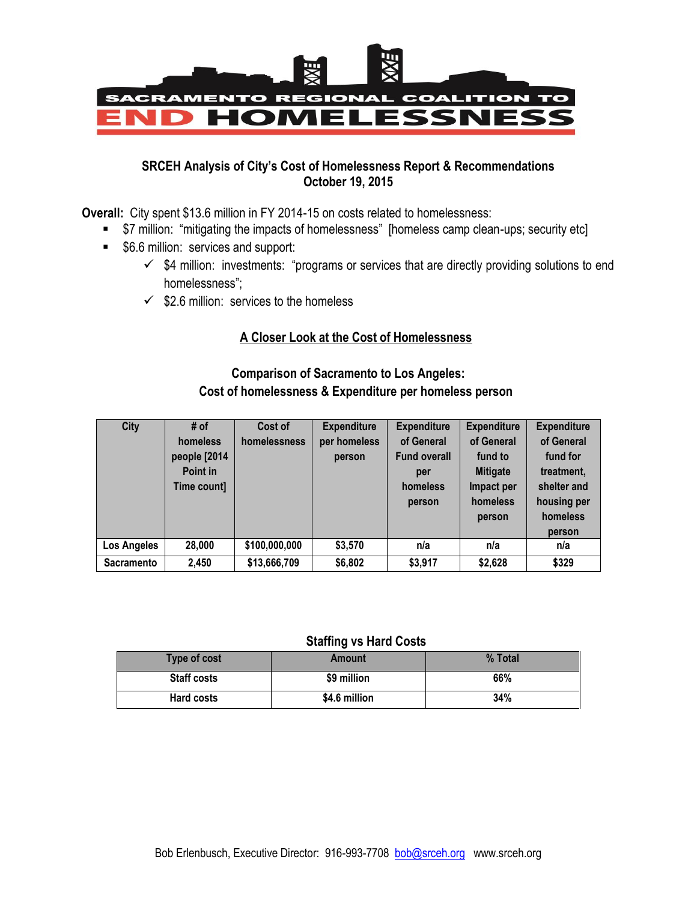# SACRAMENTO REGIONAL COALITION TO END HOMELESSNESS

## SRCEH Analysis of City's Cost of Homelessness Report & Recommendations
### October 19, 2015

**Overall:** City spent $13.6 million in FY 2014-15 on costs related to homelessness:

- $7 million: "mitigating the impacts of homelessness" [homeless camp clean-ups; security etc]
- $6.6 million: services and support:
  - ✓ $4 million: investments: "programs or services that are directly providing solutions to end homelessness";
  - ✓ $2.6 million: services to the homeless

## A Closer Look at the Cost of Homelessness

### Comparison of Sacramento to Los Angeles: Cost of homelessness & Expenditure per homeless person

| City | # of homeless people [2014 Point in Time count] | Cost of homelessness | Expenditure per homeless person | Expenditure of General Fund overall per homeless person | Expenditure of General fund to Mitigate Impact per homeless person | Expenditure of General fund for treatment, shelter and housing per homeless person |
|---|---|---|---|---|---|---|
| Los Angeles | 28,000 | $100,000,000 | $3,570 | n/a | n/a | n/a |
| Sacramento | 2,450 | $13,666,709 | $6,802 | $3,917 | $2,628 | $329 |

### Staffing vs Hard Costs

| Type of cost | Amount | % Total |
|---|---|---|
| Staff costs | $9 million | 66% |
| Hard costs | $4.6 million | 34% |

Bob Erlenbusch, Executive Director: 916-993-7708 bob@srceh.org www.srceh.org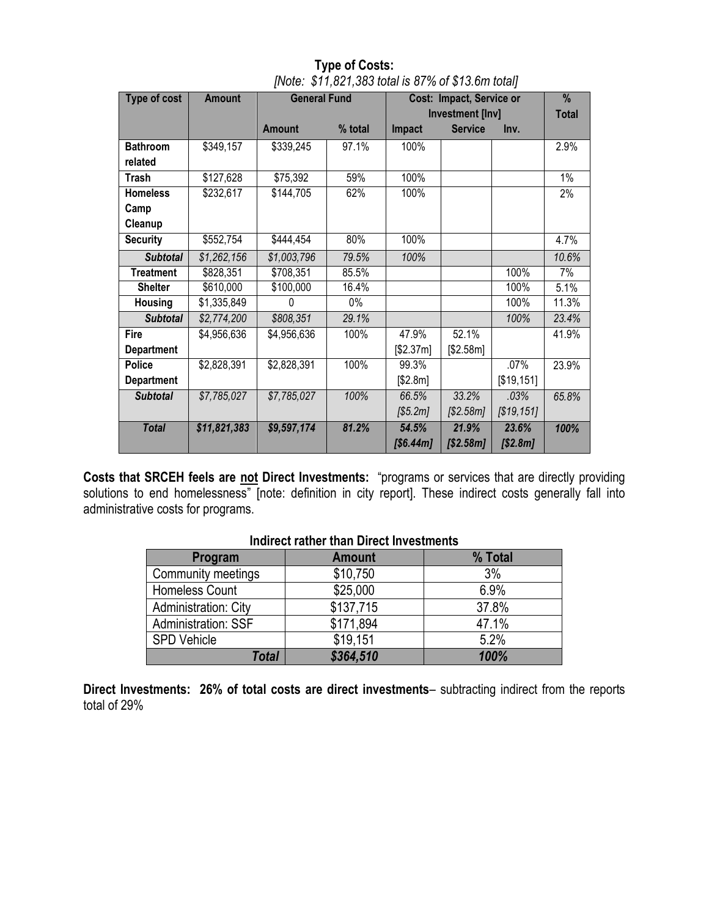**Type of Costs:**

*[Note: $11,821,383 total is 87% of $13.6m total]*

| Type of cost | Amount | General Fund | | Cost: Impact, Service or Investment [Inv] | | | % Total |
|---|---|---|---|---|---|---|---|
| | | Amount | % total | Impact | Service | Inv. | |
| **Bathroom related** | $349,157 | $339,245 | 97.1% | 100% | | | 2.9% |
| **Trash** | $127,628 | $75,392 | 59% | 100% | | | 1% |
| **Homeless Camp Cleanup** | $232,617 | $144,705 | 62% | 100% | | | 2% |
| **Security** | $552,754 | $444,454 | 80% | 100% | | | 4.7% |
| ***Subtotal*** | *$1,262,156* | *$1,003,796* | *79.5%* | *100%* | | | *10.6%* |
| **Treatment** | $828,351 | $708,351 | 85.5% | | | 100% | 7% |
| **Shelter** | $610,000 | $100,000 | 16.4% | | | 100% | 5.1% |
| **Housing** | $1,335,849 | 0 | 0% | | | 100% | 11.3% |
| ***Subtotal*** | *$2,774,200* | *$808,351* | *29.1%* | | | *100%* | *23.4%* |
| **Fire Department** | $4,956,636 | $4,956,636 | 100% | 47.9% [$2.37m] | 52.1% [$2.58m] | | 41.9% |
| **Police Department** | $2,828,391 | $2,828,391 | 100% | 99.3% [$2.8m] | | .07% [$19,151] | 23.9% |
| ***Subtotal*** | *$7,785,027* | *$7,785,027* | *100%* | *66.5% [$5.2m]* | *33.2% [$2.58m]* | *.03% [$19,151]* | *65.8%* |
| ***Total*** | ***$11,821,383*** | ***$9,597,174*** | ***81.2%*** | ***54.5% [$6.44m]*** | ***21.9% [$2.58m]*** | ***23.6% [$2.8m]*** | ***100%*** |

**Costs that SRCEH feels are not Direct Investments:** "programs or services that are directly providing solutions to end homelessness" [note: definition in city report]. These indirect costs generally fall into administrative costs for programs.

**Indirect rather than Direct Investments**

| Program | Amount | % Total |
|---|---|---|
| Community meetings | $10,750 | 3% |
| Homeless Count | $25,000 | 6.9% |
| Administration: City | $137,715 | 37.8% |
| Administration: SSF | $171,894 | 47.1% |
| SPD Vehicle | $19,151 | 5.2% |
| ***Total*** | ***$364,510*** | ***100%*** |

**Direct Investments: 26% of total costs are direct investments**– subtracting indirect from the reports total of 29%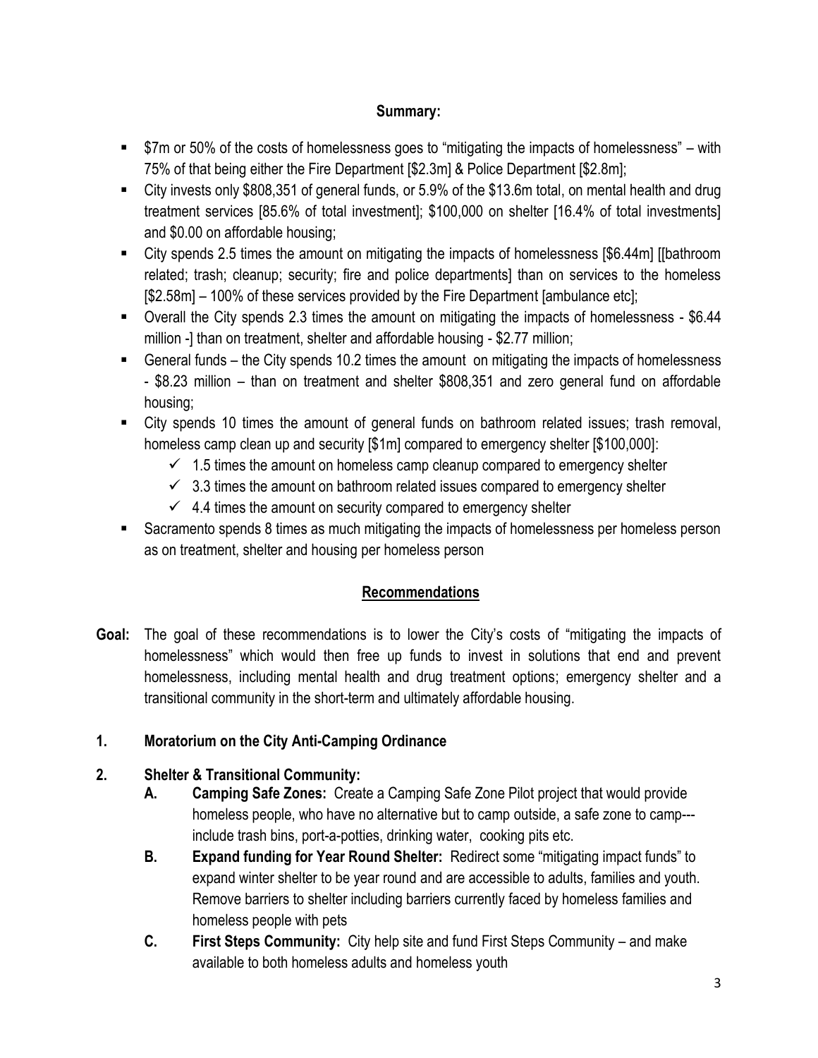**Summary:**

- $7m or 50% of the costs of homelessness goes to "mitigating the impacts of homelessness" – with 75% of that being either the Fire Department [$2.3m] & Police Department [$2.8m];
- City invests only $808,351 of general funds, or 5.9% of the $13.6m total, on mental health and drug treatment services [85.6% of total investment]; $100,000 on shelter [16.4% of total investments] and $0.00 on affordable housing;
- City spends 2.5 times the amount on mitigating the impacts of homelessness [$6.44m] [[bathroom related; trash; cleanup; security; fire and police departments] than on services to the homeless [$2.58m] – 100% of these services provided by the Fire Department [ambulance etc];
- Overall the City spends 2.3 times the amount on mitigating the impacts of homelessness - $6.44 million -] than on treatment, shelter and affordable housing - $2.77 million;
- General funds – the City spends 10.2 times the amount on mitigating the impacts of homelessness - $8.23 million – than on treatment and shelter $808,351 and zero general fund on affordable housing;
- City spends 10 times the amount of general funds on bathroom related issues; trash removal, homeless camp clean up and security [$1m] compared to emergency shelter [$100,000]:
  - ✓ 1.5 times the amount on homeless camp cleanup compared to emergency shelter
  - ✓ 3.3 times the amount on bathroom related issues compared to emergency shelter
  - ✓ 4.4 times the amount on security compared to emergency shelter
- Sacramento spends 8 times as much mitigating the impacts of homelessness per homeless person as on treatment, shelter and housing per homeless person

## Recommendations

**Goal:** The goal of these recommendations is to lower the City's costs of "mitigating the impacts of homelessness" which would then free up funds to invest in solutions that end and prevent homelessness, including mental health and drug treatment options; emergency shelter and a transitional community in the short-term and ultimately affordable housing.

**1. Moratorium on the City Anti-Camping Ordinance**

**2. Shelter & Transitional Community:**

**A. Camping Safe Zones:** Create a Camping Safe Zone Pilot project that would provide homeless people, who have no alternative but to camp outside, a safe zone to camp---include trash bins, port-a-potties, drinking water, cooking pits etc.

**B. Expand funding for Year Round Shelter:** Redirect some "mitigating impact funds" to expand winter shelter to be year round and are accessible to adults, families and youth. Remove barriers to shelter including barriers currently faced by homeless families and homeless people with pets

**C. First Steps Community:** City help site and fund First Steps Community – and make available to both homeless adults and homeless youth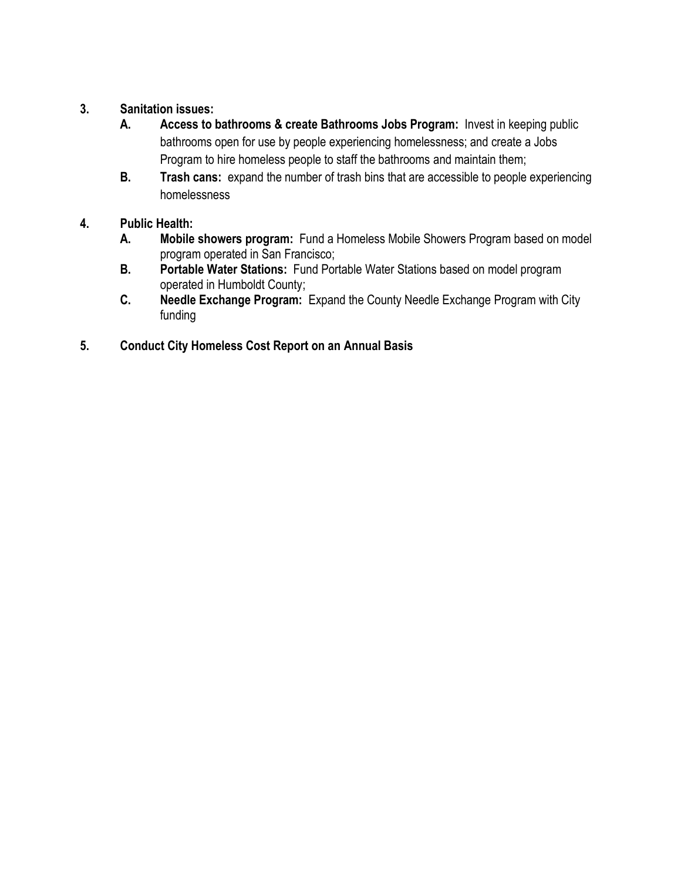3. **Sanitation issues:**
   - **A. Access to bathrooms & create Bathrooms Jobs Program:** Invest in keeping public bathrooms open for use by people experiencing homelessness; and create a Jobs Program to hire homeless people to staff the bathrooms and maintain them;
   - **B. Trash cans:** expand the number of trash bins that are accessible to people experiencing homelessness

4. **Public Health:**
   - **A. Mobile showers program:** Fund a Homeless Mobile Showers Program based on model program operated in San Francisco;
   - **B. Portable Water Stations:** Fund Portable Water Stations based on model program operated in Humboldt County;
   - **C. Needle Exchange Program:** Expand the County Needle Exchange Program with City funding

5. **Conduct City Homeless Cost Report on an Annual Basis**